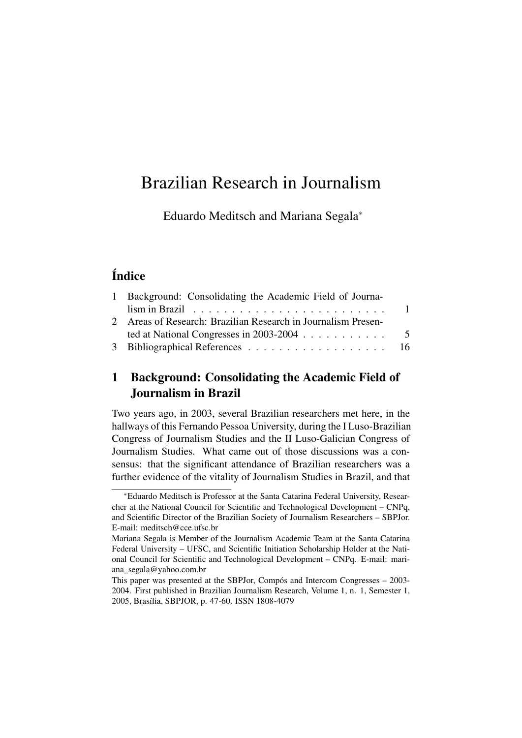# Brazilian Research in Journalism

Eduardo Meditsch and Mariana Segala*

## Índice

| | | |
|---|---|---|
| 1 | Background: Consolidating the Academic Field of Journalism in Brazil | 1 |
| 2 | Areas of Research: Brazilian Research in Journalism Presented at National Congresses in 2003-2004 | 5 |
| 3 | Bibliographical References | 16 |

## 1 Background: Consolidating the Academic Field of Journalism in Brazil

Two years ago, in 2003, several Brazilian researchers met here, in the hallways of this Fernando Pessoa University, during the I Luso-Brazilian Congress of Journalism Studies and the II Luso-Galician Congress of Journalism Studies. What came out of those discussions was a consensus: that the significant attendance of Brazilian researchers was a further evidence of the vitality of Journalism Studies in Brazil, and that

---

*Eduardo Meditsch is Professor at the Santa Catarina Federal University, Researcher at the National Council for Scientific and Technological Development – CNPq, and Scientific Director of the Brazilian Society of Journalism Researchers – SBPJor. E-mail: meditsch@cce.ufsc.br

Mariana Segala is Member of the Journalism Academic Team at the Santa Catarina Federal University – UFSC, and Scientific Initiation Scholarship Holder at the National Council for Scientific and Technological Development – CNPq. E-mail: mariana_segala@yahoo.com.br

This paper was presented at the SBPJor, Compós and Intercom Congresses – 2003-2004. First published in Brazilian Journalism Research, Volume 1, n. 1, Semester 1, 2005, Brasília, SBPJOR, p. 47-60. ISSN 1808-4079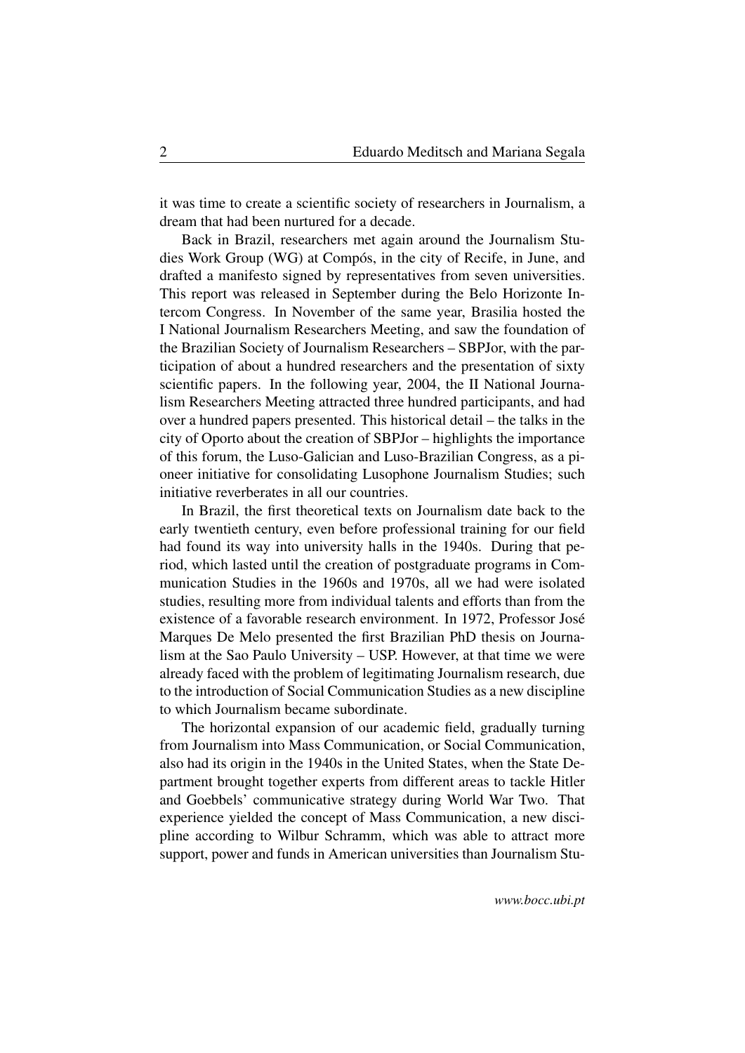it was time to create a scientific society of researchers in Journalism, a dream that had been nurtured for a decade.

Back in Brazil, researchers met again around the Journalism Studies Work Group (WG) at Compós, in the city of Recife, in June, and drafted a manifesto signed by representatives from seven universities. This report was released in September during the Belo Horizonte Intercom Congress. In November of the same year, Brasilia hosted the I National Journalism Researchers Meeting, and saw the foundation of the Brazilian Society of Journalism Researchers – SBPJor, with the participation of about a hundred researchers and the presentation of sixty scientific papers. In the following year, 2004, the II National Journalism Researchers Meeting attracted three hundred participants, and had over a hundred papers presented. This historical detail – the talks in the city of Oporto about the creation of SBPJor – highlights the importance of this forum, the Luso-Galician and Luso-Brazilian Congress, as a pioneer initiative for consolidating Lusophone Journalism Studies; such initiative reverberates in all our countries.

In Brazil, the first theoretical texts on Journalism date back to the early twentieth century, even before professional training for our field had found its way into university halls in the 1940s. During that period, which lasted until the creation of postgraduate programs in Communication Studies in the 1960s and 1970s, all we had were isolated studies, resulting more from individual talents and efforts than from the existence of a favorable research environment. In 1972, Professor José Marques De Melo presented the first Brazilian PhD thesis on Journalism at the Sao Paulo University – USP. However, at that time we were already faced with the problem of legitimating Journalism research, due to the introduction of Social Communication Studies as a new discipline to which Journalism became subordinate.

The horizontal expansion of our academic field, gradually turning from Journalism into Mass Communication, or Social Communication, also had its origin in the 1940s in the United States, when the State Department brought together experts from different areas to tackle Hitler and Goebbels' communicative strategy during World War Two. That experience yielded the concept of Mass Communication, a new discipline according to Wilbur Schramm, which was able to attract more support, power and funds in American universities than Journalism Stu-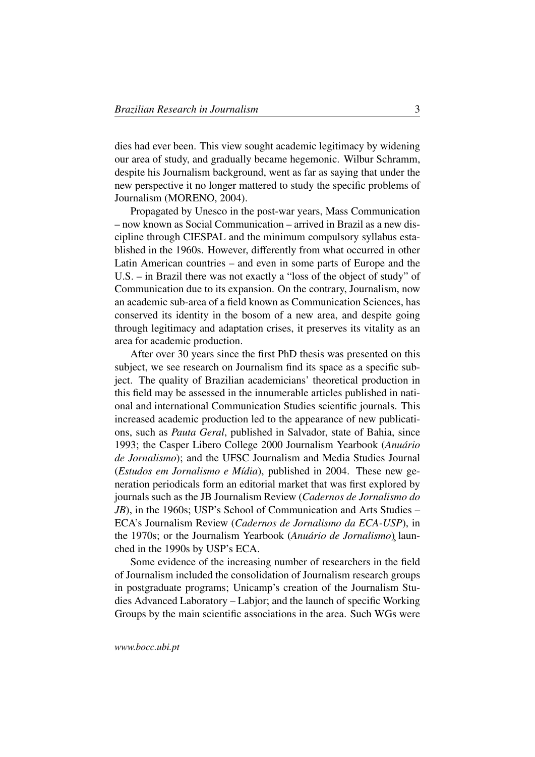dies had ever been. This view sought academic legitimacy by widening our area of study, and gradually became hegemonic. Wilbur Schramm, despite his Journalism background, went as far as saying that under the new perspective it no longer mattered to study the specific problems of Journalism (MORENO, 2004).

Propagated by Unesco in the post-war years, Mass Communication – now known as Social Communication – arrived in Brazil as a new discipline through CIESPAL and the minimum compulsory syllabus established in the 1960s. However, differently from what occurred in other Latin American countries – and even in some parts of Europe and the U.S. – in Brazil there was not exactly a "loss of the object of study" of Communication due to its expansion. On the contrary, Journalism, now an academic sub-area of a field known as Communication Sciences, has conserved its identity in the bosom of a new area, and despite going through legitimacy and adaptation crises, it preserves its vitality as an area for academic production.

After over 30 years since the first PhD thesis was presented on this subject, we see research on Journalism find its space as a specific subject. The quality of Brazilian academicians' theoretical production in this field may be assessed in the innumerable articles published in national and international Communication Studies scientific journals. This increased academic production led to the appearance of new publications, such as *Pauta Geral*, published in Salvador, state of Bahia, since 1993; the Casper Libero College 2000 Journalism Yearbook (*Anuário de Jornalismo*); and the UFSC Journalism and Media Studies Journal (*Estudos em Jornalismo e Mídia*), published in 2004. These new generation periodicals form an editorial market that was first explored by journals such as the JB Journalism Review (*Cadernos de Jornalismo do JB*), in the 1960s; USP's School of Communication and Arts Studies – ECA's Journalism Review (*Cadernos de Jornalismo da ECA-USP*), in the 1970s; or the Journalism Yearbook (*Anuário de Jornalismo*), launched in the 1990s by USP's ECA.

Some evidence of the increasing number of researchers in the field of Journalism included the consolidation of Journalism research groups in postgraduate programs; Unicamp's creation of the Journalism Studies Advanced Laboratory – Labjor; and the launch of specific Working Groups by the main scientific associations in the area. Such WGs were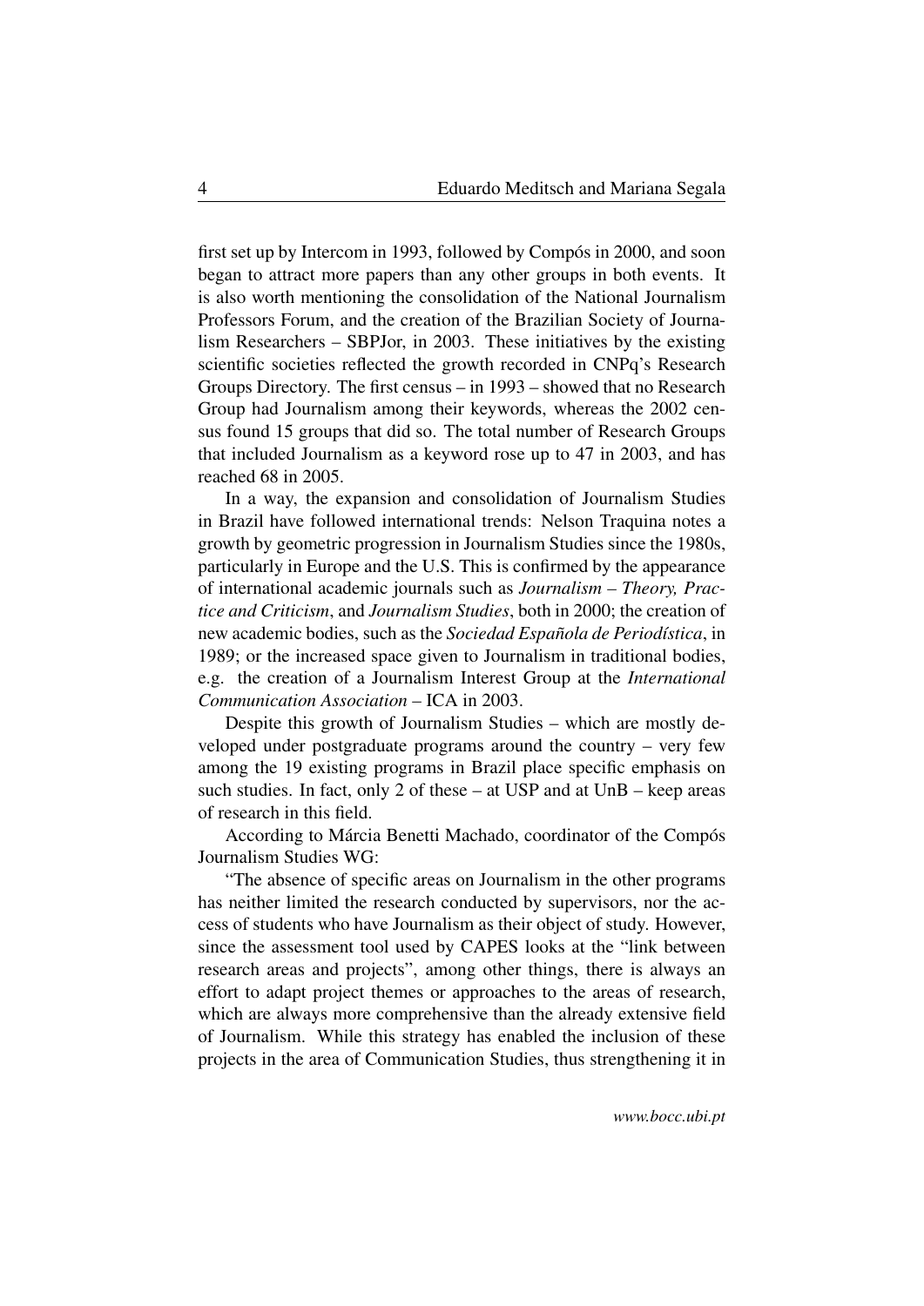first set up by Intercom in 1993, followed by Compós in 2000, and soon began to attract more papers than any other groups in both events. It is also worth mentioning the consolidation of the National Journalism Professors Forum, and the creation of the Brazilian Society of Journalism Researchers – SBPJor, in 2003. These initiatives by the existing scientific societies reflected the growth recorded in CNPq's Research Groups Directory. The first census – in 1993 – showed that no Research Group had Journalism among their keywords, whereas the 2002 census found 15 groups that did so. The total number of Research Groups that included Journalism as a keyword rose up to 47 in 2003, and has reached 68 in 2005.

In a way, the expansion and consolidation of Journalism Studies in Brazil have followed international trends: Nelson Traquina notes a growth by geometric progression in Journalism Studies since the 1980s, particularly in Europe and the U.S. This is confirmed by the appearance of international academic journals such as *Journalism – Theory, Practice and Criticism*, and *Journalism Studies*, both in 2000; the creation of new academic bodies, such as the *Sociedad Española de Periodística*, in 1989; or the increased space given to Journalism in traditional bodies, e.g. the creation of a Journalism Interest Group at the *International Communication Association* – ICA in 2003.

Despite this growth of Journalism Studies – which are mostly developed under postgraduate programs around the country – very few among the 19 existing programs in Brazil place specific emphasis on such studies. In fact, only 2 of these – at USP and at UnB – keep areas of research in this field.

According to Márcia Benetti Machado, coordinator of the Compós Journalism Studies WG:

"The absence of specific areas on Journalism in the other programs has neither limited the research conducted by supervisors, nor the access of students who have Journalism as their object of study. However, since the assessment tool used by CAPES looks at the "link between research areas and projects", among other things, there is always an effort to adapt project themes or approaches to the areas of research, which are always more comprehensive than the already extensive field of Journalism. While this strategy has enabled the inclusion of these projects in the area of Communication Studies, thus strengthening it in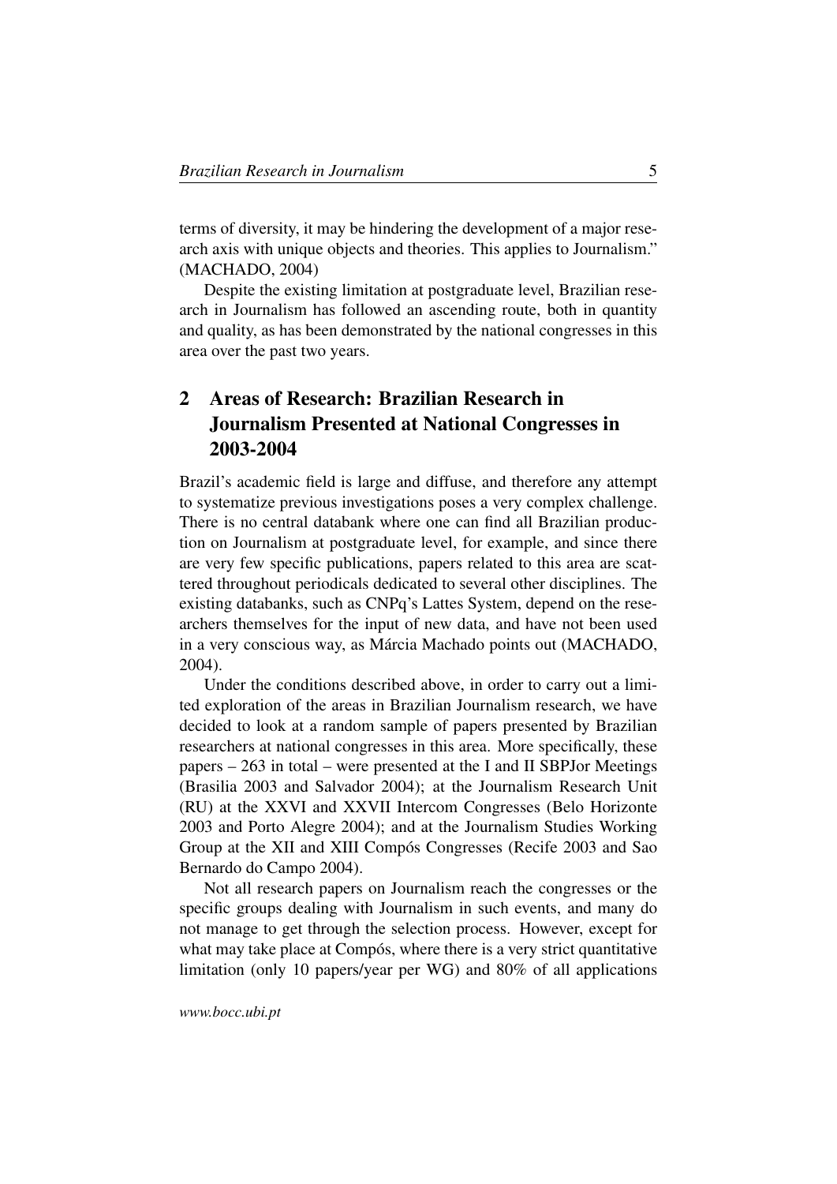terms of diversity, it may be hindering the development of a major research axis with unique objects and theories. This applies to Journalism." (MACHADO, 2004)

Despite the existing limitation at postgraduate level, Brazilian research in Journalism has followed an ascending route, both in quantity and quality, as has been demonstrated by the national congresses in this area over the past two years.

## 2 Areas of Research: Brazilian Research in Journalism Presented at National Congresses in 2003-2004

Brazil's academic field is large and diffuse, and therefore any attempt to systematize previous investigations poses a very complex challenge. There is no central databank where one can find all Brazilian production on Journalism at postgraduate level, for example, and since there are very few specific publications, papers related to this area are scattered throughout periodicals dedicated to several other disciplines. The existing databanks, such as CNPq's Lattes System, depend on the researchers themselves for the input of new data, and have not been used in a very conscious way, as Márcia Machado points out (MACHADO, 2004).

Under the conditions described above, in order to carry out a limited exploration of the areas in Brazilian Journalism research, we have decided to look at a random sample of papers presented by Brazilian researchers at national congresses in this area. More specifically, these papers – 263 in total – were presented at the I and II SBPJor Meetings (Brasilia 2003 and Salvador 2004); at the Journalism Research Unit (RU) at the XXVI and XXVII Intercom Congresses (Belo Horizonte 2003 and Porto Alegre 2004); and at the Journalism Studies Working Group at the XII and XIII Compós Congresses (Recife 2003 and Sao Bernardo do Campo 2004).

Not all research papers on Journalism reach the congresses or the specific groups dealing with Journalism in such events, and many do not manage to get through the selection process. However, except for what may take place at Compós, where there is a very strict quantitative limitation (only 10 papers/year per WG) and 80% of all applications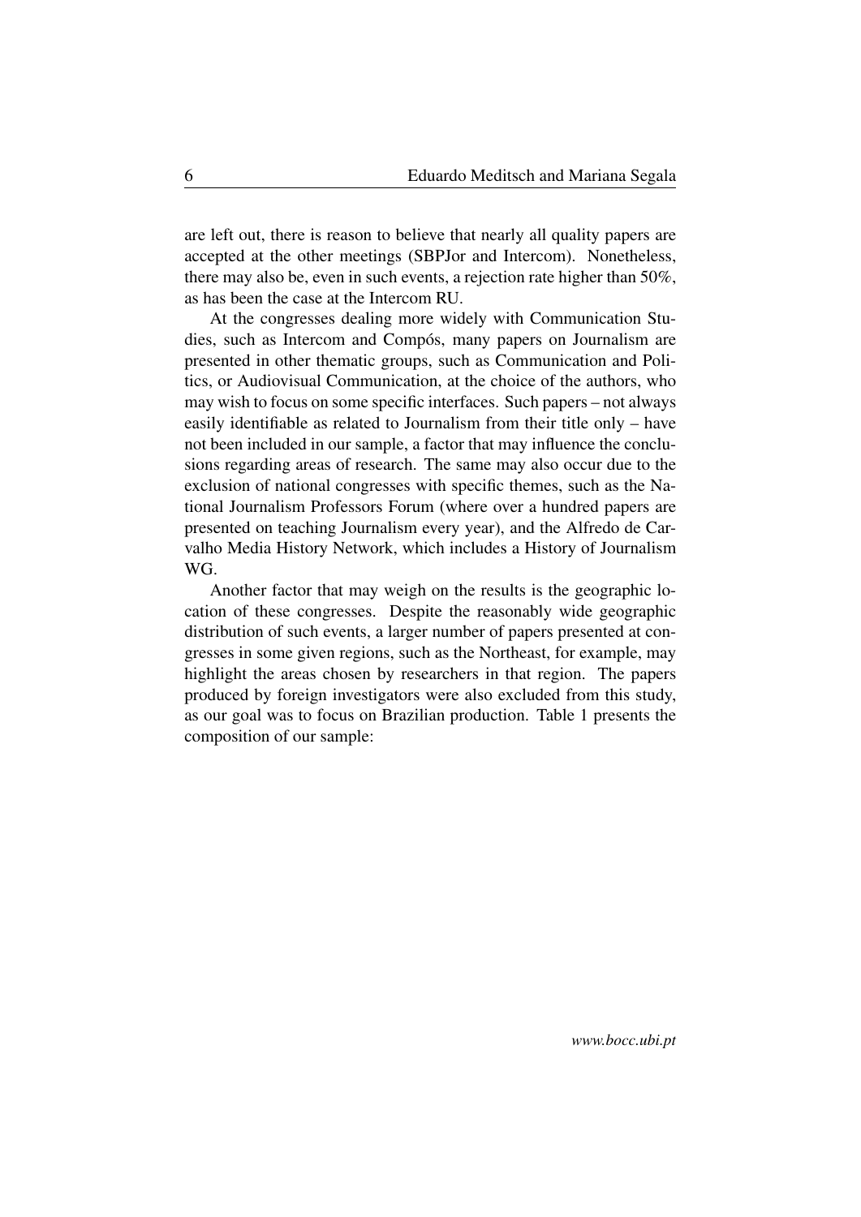are left out, there is reason to believe that nearly all quality papers are accepted at the other meetings (SBPJor and Intercom). Nonetheless, there may also be, even in such events, a rejection rate higher than 50%, as has been the case at the Intercom RU.

At the congresses dealing more widely with Communication Studies, such as Intercom and Compós, many papers on Journalism are presented in other thematic groups, such as Communication and Politics, or Audiovisual Communication, at the choice of the authors, who may wish to focus on some specific interfaces. Such papers – not always easily identifiable as related to Journalism from their title only – have not been included in our sample, a factor that may influence the conclusions regarding areas of research. The same may also occur due to the exclusion of national congresses with specific themes, such as the National Journalism Professors Forum (where over a hundred papers are presented on teaching Journalism every year), and the Alfredo de Carvalho Media History Network, which includes a History of Journalism WG.

Another factor that may weigh on the results is the geographic location of these congresses. Despite the reasonably wide geographic distribution of such events, a larger number of papers presented at congresses in some given regions, such as the Northeast, for example, may highlight the areas chosen by researchers in that region. The papers produced by foreign investigators were also excluded from this study, as our goal was to focus on Brazilian production. Table 1 presents the composition of our sample: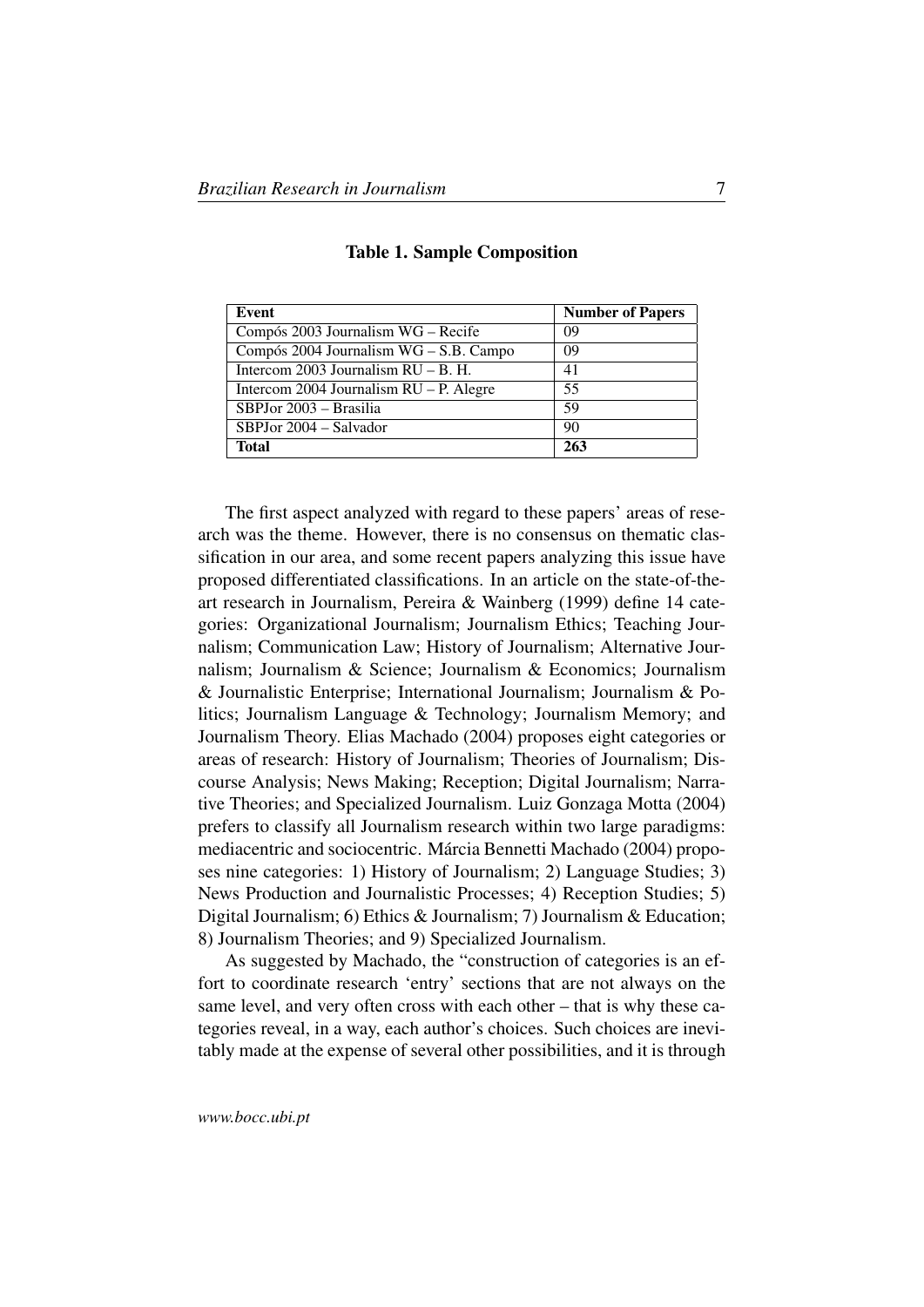**Table 1. Sample Composition**

| Event | Number of Papers |
|---|---|
| Compós 2003 Journalism WG – Recife | 09 |
| Compós 2004 Journalism WG – S.B. Campo | 09 |
| Intercom 2003 Journalism RU – B. H. | 41 |
| Intercom 2004 Journalism RU – P. Alegre | 55 |
| SBPJor 2003 – Brasilia | 59 |
| SBPJor 2004 – Salvador | 90 |
| **Total** | **263** |

The first aspect analyzed with regard to these papers' areas of research was the theme. However, there is no consensus on thematic classification in our area, and some recent papers analyzing this issue have proposed differentiated classifications. In an article on the state-of-the-art research in Journalism, Pereira & Wainberg (1999) define 14 categories: Organizational Journalism; Journalism Ethics; Teaching Journalism; Communication Law; History of Journalism; Alternative Journalism; Journalism & Science; Journalism & Economics; Journalism & Journalistic Enterprise; International Journalism; Journalism & Politics; Journalism Language & Technology; Journalism Memory; and Journalism Theory. Elias Machado (2004) proposes eight categories or areas of research: History of Journalism; Theories of Journalism; Discourse Analysis; News Making; Reception; Digital Journalism; Narrative Theories; and Specialized Journalism. Luiz Gonzaga Motta (2004) prefers to classify all Journalism research within two large paradigms: mediacentric and sociocentric. Márcia Bennetti Machado (2004) proposes nine categories: 1) History of Journalism; 2) Language Studies; 3) News Production and Journalistic Processes; 4) Reception Studies; 5) Digital Journalism; 6) Ethics & Journalism; 7) Journalism & Education; 8) Journalism Theories; and 9) Specialized Journalism.

As suggested by Machado, the "construction of categories is an effort to coordinate research 'entry' sections that are not always on the same level, and very often cross with each other – that is why these categories reveal, in a way, each author's choices. Such choices are inevitably made at the expense of several other possibilities, and it is through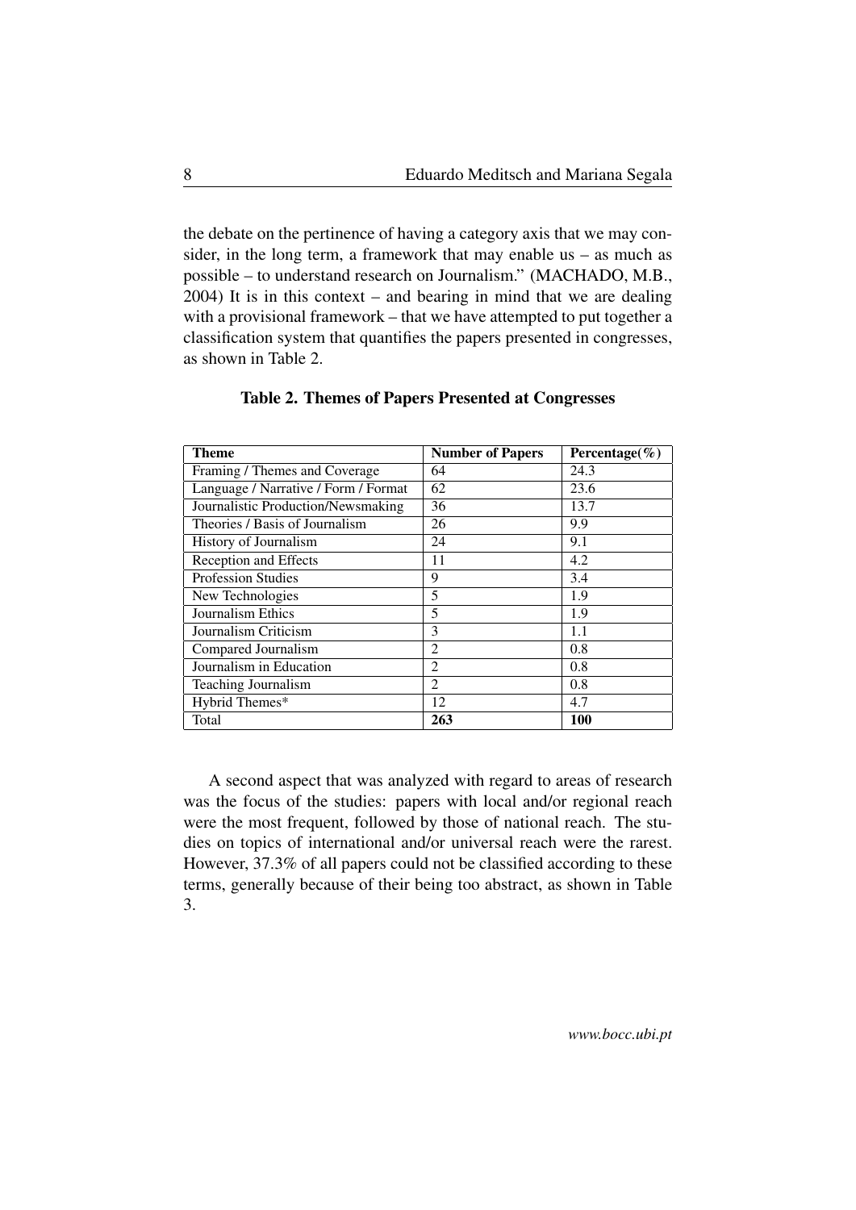the debate on the pertinence of having a category axis that we may consider, in the long term, a framework that may enable us – as much as possible – to understand research on Journalism." (MACHADO, M.B., 2004) It is in this context – and bearing in mind that we are dealing with a provisional framework – that we have attempted to put together a classification system that quantifies the papers presented in congresses, as shown in Table 2.

**Table 2. Themes of Papers Presented at Congresses**

| Theme | Number of Papers | Percentage(%) |
|---|---|---|
| Framing / Themes and Coverage | 64 | 24.3 |
| Language / Narrative / Form / Format | 62 | 23.6 |
| Journalistic Production/Newsmaking | 36 | 13.7 |
| Theories / Basis of Journalism | 26 | 9.9 |
| History of Journalism | 24 | 9.1 |
| Reception and Effects | 11 | 4.2 |
| Profession Studies | 9 | 3.4 |
| New Technologies | 5 | 1.9 |
| Journalism Ethics | 5 | 1.9 |
| Journalism Criticism | 3 | 1.1 |
| Compared Journalism | 2 | 0.8 |
| Journalism in Education | 2 | 0.8 |
| Teaching Journalism | 2 | 0.8 |
| Hybrid Themes* | 12 | 4.7 |
| Total | **263** | **100** |

A second aspect that was analyzed with regard to areas of research was the focus of the studies: papers with local and/or regional reach were the most frequent, followed by those of national reach. The studies on topics of international and/or universal reach were the rarest. However, 37.3% of all papers could not be classified according to these terms, generally because of their being too abstract, as shown in Table 3.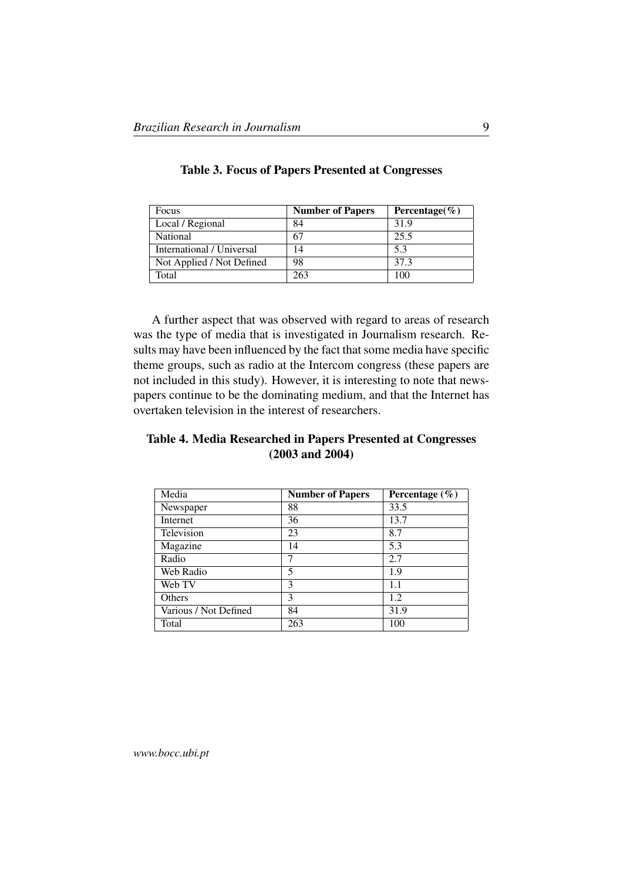**Table 3. Focus of Papers Presented at Congresses**

| Focus | Number of Papers | Percentage(%) |
| --- | --- | --- |
| Local / Regional | 84 | 31.9 |
| National | 67 | 25.5 |
| International / Universal | 14 | 5.3 |
| Not Applied / Not Defined | 98 | 37.3 |
| Total | 263 | 100 |

A further aspect that was observed with regard to areas of research was the type of media that is investigated in Journalism research. Results may have been influenced by the fact that some media have specific theme groups, such as radio at the Intercom congress (these papers are not included in this study). However, it is interesting to note that newspapers continue to be the dominating medium, and that the Internet has overtaken television in the interest of researchers.

**Table 4. Media Researched in Papers Presented at Congresses (2003 and 2004)**

| Media | Number of Papers | Percentage (%) |
| --- | --- | --- |
| Newspaper | 88 | 33.5 |
| Internet | 36 | 13.7 |
| Television | 23 | 8.7 |
| Magazine | 14 | 5.3 |
| Radio | 7 | 2.7 |
| Web Radio | 5 | 1.9 |
| Web TV | 3 | 1.1 |
| Others | 3 | 1.2 |
| Various / Not Defined | 84 | 31.9 |
| Total | 263 | 100 |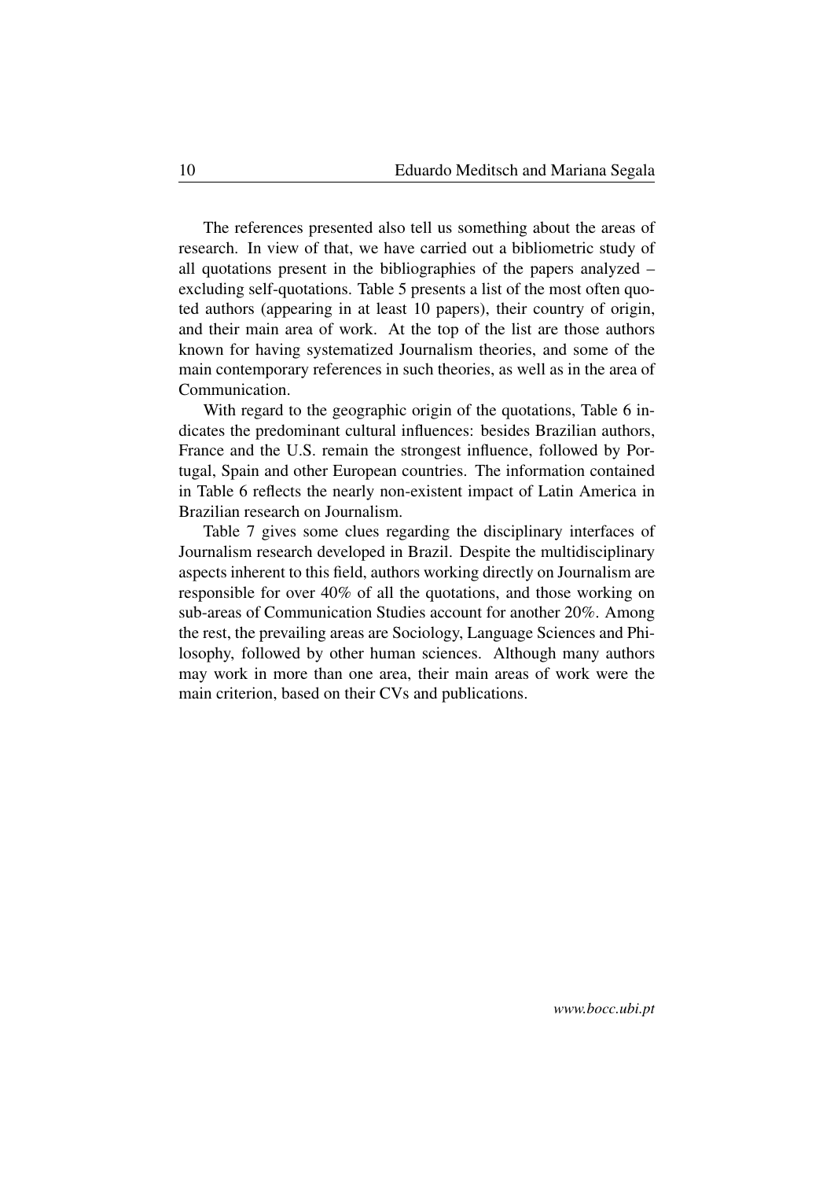The references presented also tell us something about the areas of research. In view of that, we have carried out a bibliometric study of all quotations present in the bibliographies of the papers analyzed – excluding self-quotations. Table 5 presents a list of the most often quoted authors (appearing in at least 10 papers), their country of origin, and their main area of work. At the top of the list are those authors known for having systematized Journalism theories, and some of the main contemporary references in such theories, as well as in the area of Communication.

With regard to the geographic origin of the quotations, Table 6 indicates the predominant cultural influences: besides Brazilian authors, France and the U.S. remain the strongest influence, followed by Portugal, Spain and other European countries. The information contained in Table 6 reflects the nearly non-existent impact of Latin America in Brazilian research on Journalism.

Table 7 gives some clues regarding the disciplinary interfaces of Journalism research developed in Brazil. Despite the multidisciplinary aspects inherent to this field, authors working directly on Journalism are responsible for over 40% of all the quotations, and those working on sub-areas of Communication Studies account for another 20%. Among the rest, the prevailing areas are Sociology, Language Sciences and Philosophy, followed by other human sciences. Although many authors may work in more than one area, their main areas of work were the main criterion, based on their CVs and publications.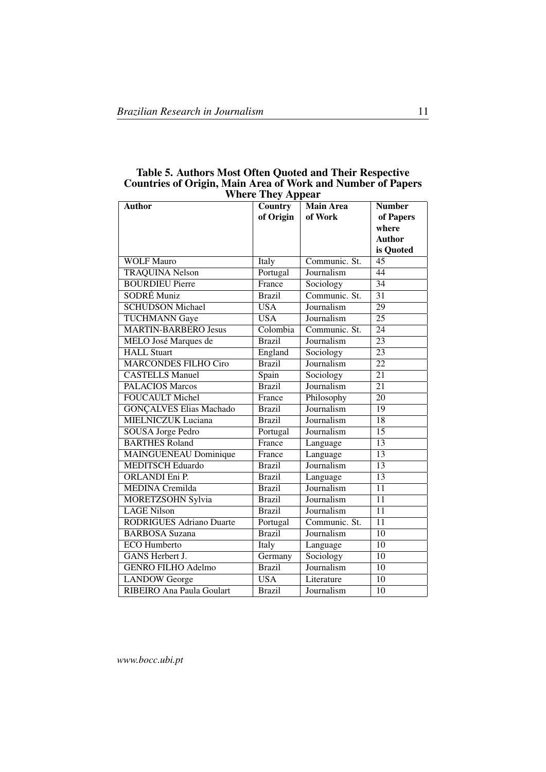**Table 5. Authors Most Often Quoted and Their Respective Countries of Origin, Main Area of Work and Number of Papers Where They Appear**

| Author | Country of Origin | Main Area of Work | Number of Papers where Author is Quoted |
|---|---|---|---|
| WOLF Mauro | Italy | Communic. St. | 45 |
| TRAQUINA Nelson | Portugal | Journalism | 44 |
| BOURDIEU Pierre | France | Sociology | 34 |
| SODRÉ Muniz | Brazil | Communic. St. | 31 |
| SCHUDSON Michael | USA | Journalism | 29 |
| TUCHMANN Gaye | USA | Journalism | 25 |
| MARTIN-BARBERO Jesus | Colombia | Communic. St. | 24 |
| MELO José Marques de | Brazil | Journalism | 23 |
| HALL Stuart | England | Sociology | 23 |
| MARCONDES FILHO Ciro | Brazil | Journalism | 22 |
| CASTELLS Manuel | Spain | Sociology | 21 |
| PALACIOS Marcos | Brazil | Journalism | 21 |
| FOUCAULT Michel | France | Philosophy | 20 |
| GONÇALVES Elias Machado | Brazil | Journalism | 19 |
| MIELNICZUK Luciana | Brazil | Journalism | 18 |
| SOUSA Jorge Pedro | Portugal | Journalism | 15 |
| BARTHES Roland | France | Language | 13 |
| MAINGUENEAU Dominique | France | Language | 13 |
| MEDITSCH Eduardo | Brazil | Journalism | 13 |
| ORLANDI Eni P. | Brazil | Language | 13 |
| MEDINA Cremilda | Brazil | Journalism | 11 |
| MORETZSOHN Sylvia | Brazil | Journalism | 11 |
| LAGE Nilson | Brazil | Journalism | 11 |
| RODRIGUES Adriano Duarte | Portugal | Communic. St. | 11 |
| BARBOSA Suzana | Brazil | Journalism | 10 |
| ECO Humberto | Italy | Language | 10 |
| GANS Herbert J. | Germany | Sociology | 10 |
| GENRO FILHO Adelmo | Brazil | Journalism | 10 |
| LANDOW George | USA | Literature | 10 |
| RIBEIRO Ana Paula Goulart | Brazil | Journalism | 10 |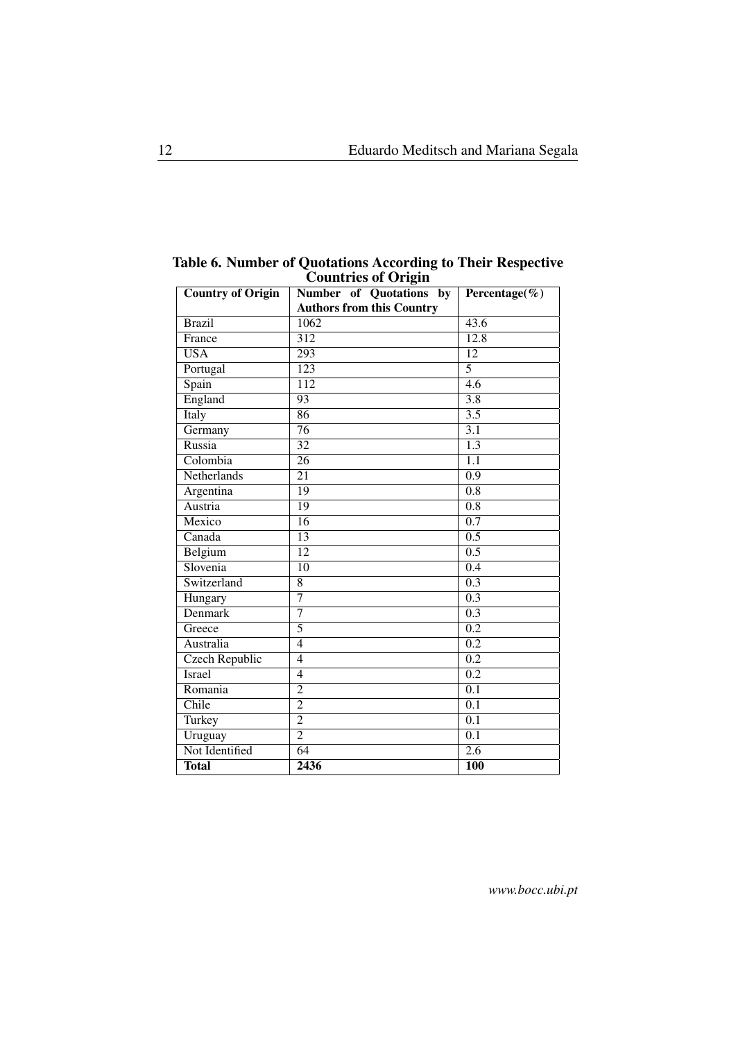**Table 6. Number of Quotations According to Their Respective Countries of Origin**

| Country of Origin | Number of Quotations by Authors from this Country | Percentage(%) |
|---|---|---|
| Brazil | 1062 | 43.6 |
| France | 312 | 12.8 |
| USA | 293 | 12 |
| Portugal | 123 | 5 |
| Spain | 112 | 4.6 |
| England | 93 | 3.8 |
| Italy | 86 | 3.5 |
| Germany | 76 | 3.1 |
| Russia | 32 | 1.3 |
| Colombia | 26 | 1.1 |
| Netherlands | 21 | 0.9 |
| Argentina | 19 | 0.8 |
| Austria | 19 | 0.8 |
| Mexico | 16 | 0.7 |
| Canada | 13 | 0.5 |
| Belgium | 12 | 0.5 |
| Slovenia | 10 | 0.4 |
| Switzerland | 8 | 0.3 |
| Hungary | 7 | 0.3 |
| Denmark | 7 | 0.3 |
| Greece | 5 | 0.2 |
| Australia | 4 | 0.2 |
| Czech Republic | 4 | 0.2 |
| Israel | 4 | 0.2 |
| Romania | 2 | 0.1 |
| Chile | 2 | 0.1 |
| Turkey | 2 | 0.1 |
| Uruguay | 2 | 0.1 |
| Not Identified | 64 | 2.6 |
| **Total** | **2436** | **100** |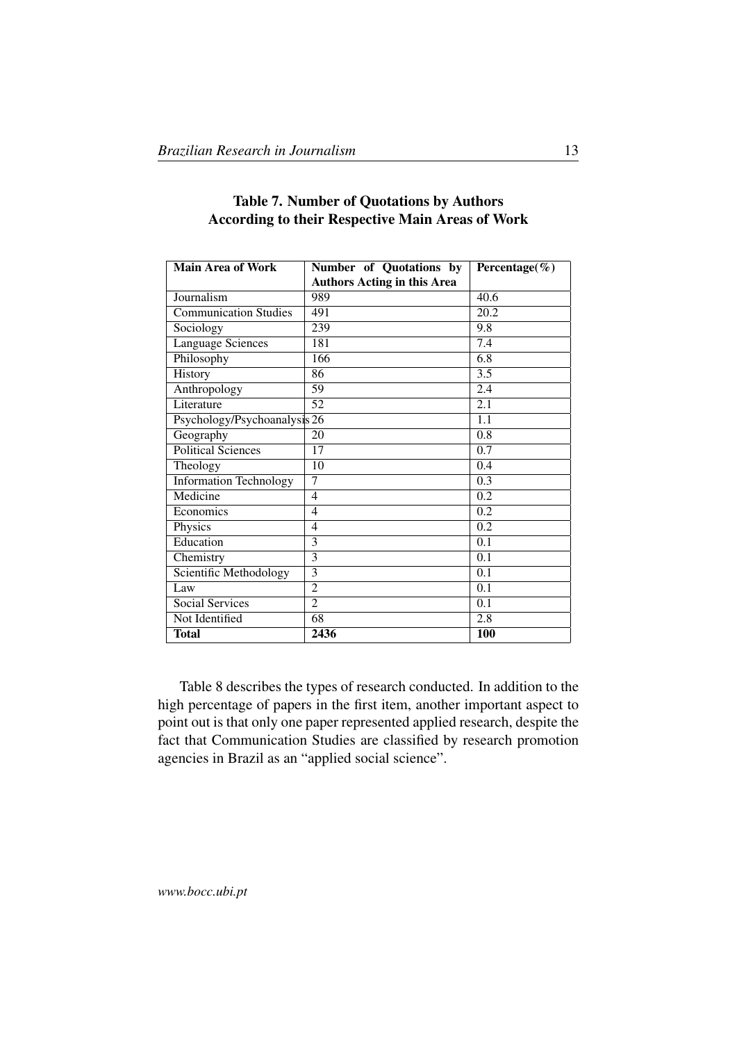**Table 7. Number of Quotations by Authors According to their Respective Main Areas of Work**

| Main Area of Work | Number of Quotations by Authors Acting in this Area | Percentage(%) |
|---|---|---|
| Journalism | 989 | 40.6 |
| Communication Studies | 491 | 20.2 |
| Sociology | 239 | 9.8 |
| Language Sciences | 181 | 7.4 |
| Philosophy | 166 | 6.8 |
| History | 86 | 3.5 |
| Anthropology | 59 | 2.4 |
| Literature | 52 | 2.1 |
| Psychology/Psychoanalysis | 26 | 1.1 |
| Geography | 20 | 0.8 |
| Political Sciences | 17 | 0.7 |
| Theology | 10 | 0.4 |
| Information Technology | 7 | 0.3 |
| Medicine | 4 | 0.2 |
| Economics | 4 | 0.2 |
| Physics | 4 | 0.2 |
| Education | 3 | 0.1 |
| Chemistry | 3 | 0.1 |
| Scientific Methodology | 3 | 0.1 |
| Law | 2 | 0.1 |
| Social Services | 2 | 0.1 |
| Not Identified | 68 | 2.8 |
| **Total** | **2436** | **100** |

Table 8 describes the types of research conducted. In addition to the high percentage of papers in the first item, another important aspect to point out is that only one paper represented applied research, despite the fact that Communication Studies are classified by research promotion agencies in Brazil as an "applied social science".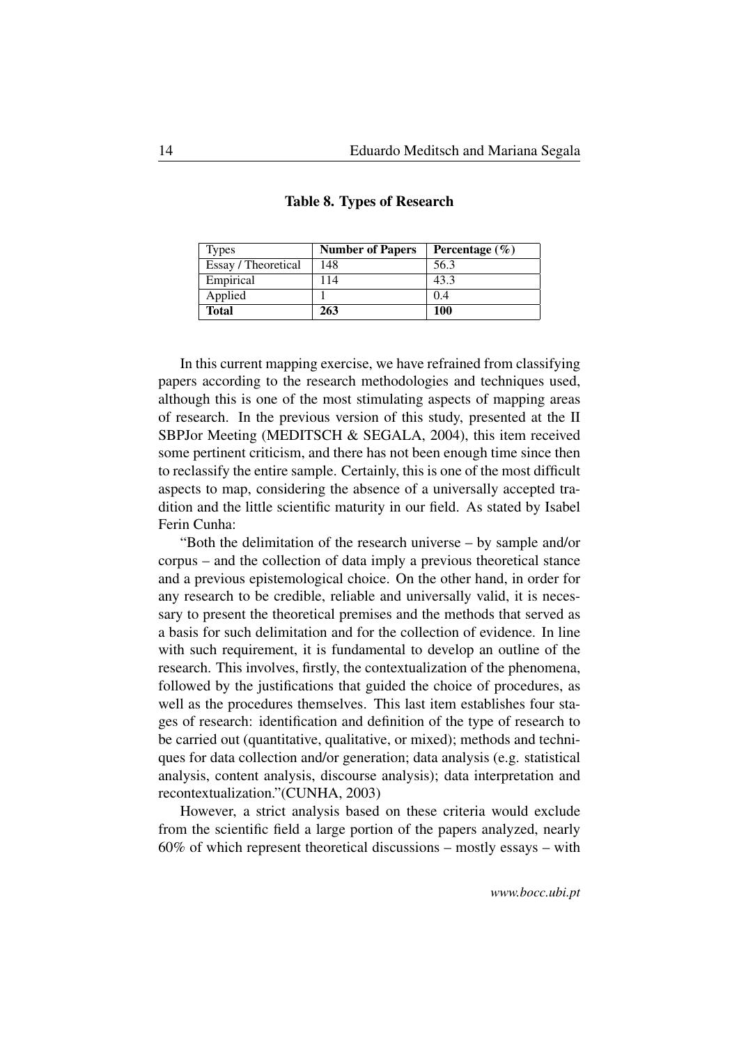**Table 8. Types of Research**

| Types | **Number of Papers** | **Percentage (%)** |
|---|---|---|
| Essay / Theoretical | 148 | 56.3 |
| Empirical | 114 | 43.3 |
| Applied | 1 | 0.4 |
| **Total** | **263** | **100** |

In this current mapping exercise, we have refrained from classifying papers according to the research methodologies and techniques used, although this is one of the most stimulating aspects of mapping areas of research. In the previous version of this study, presented at the II SBPJor Meeting (MEDITSCH & SEGALA, 2004), this item received some pertinent criticism, and there has not been enough time since then to reclassify the entire sample. Certainly, this is one of the most difficult aspects to map, considering the absence of a universally accepted tradition and the little scientific maturity in our field. As stated by Isabel Ferin Cunha:

"Both the delimitation of the research universe – by sample and/or corpus – and the collection of data imply a previous theoretical stance and a previous epistemological choice. On the other hand, in order for any research to be credible, reliable and universally valid, it is necessary to present the theoretical premises and the methods that served as a basis for such delimitation and for the collection of evidence. In line with such requirement, it is fundamental to develop an outline of the research. This involves, firstly, the contextualization of the phenomena, followed by the justifications that guided the choice of procedures, as well as the procedures themselves. This last item establishes four stages of research: identification and definition of the type of research to be carried out (quantitative, qualitative, or mixed); methods and techniques for data collection and/or generation; data analysis (e.g. statistical analysis, content analysis, discourse analysis); data interpretation and recontextualization."(CUNHA, 2003)

However, a strict analysis based on these criteria would exclude from the scientific field a large portion of the papers analyzed, nearly 60% of which represent theoretical discussions – mostly essays – with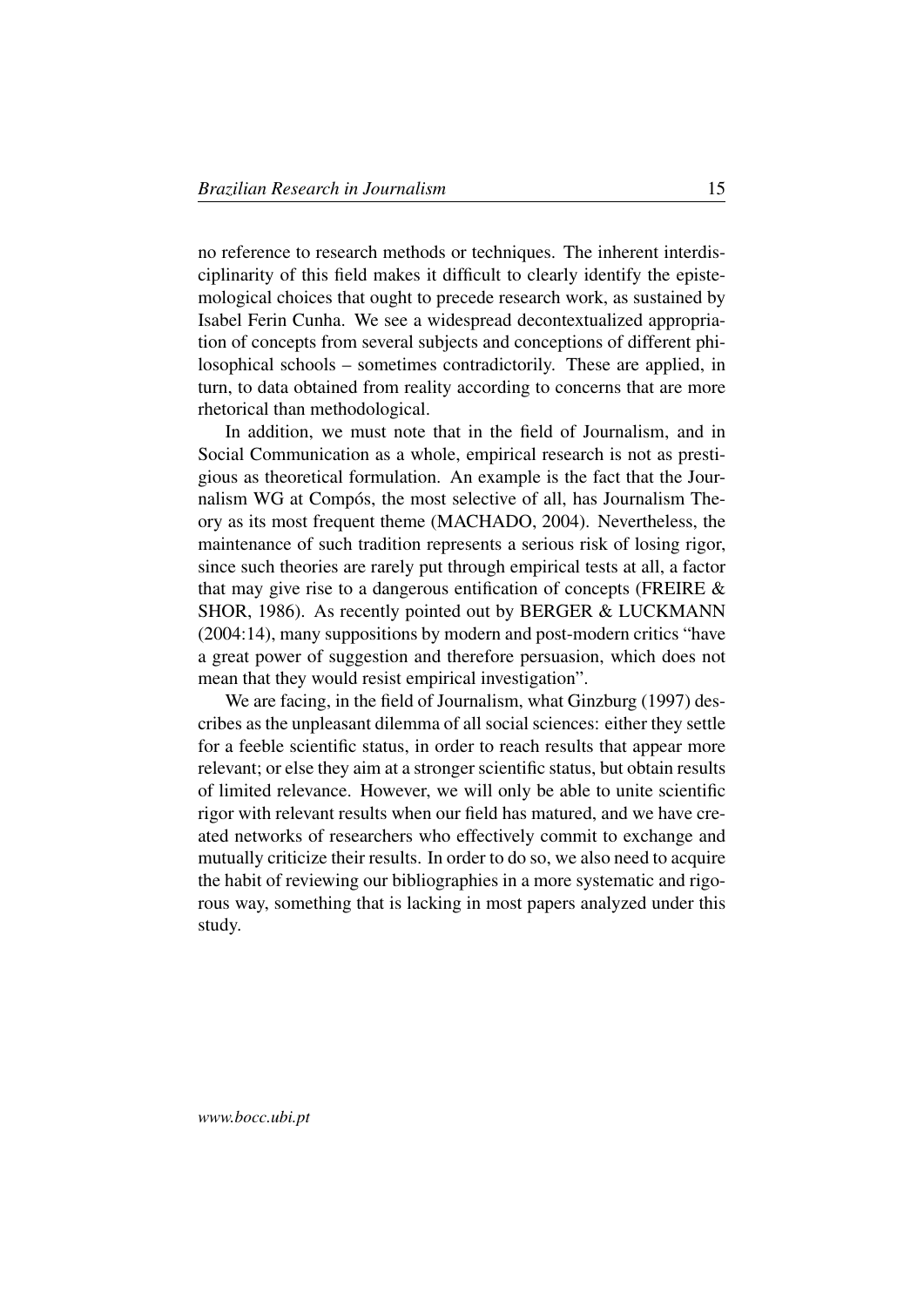no reference to research methods or techniques. The inherent interdisciplinarity of this field makes it difficult to clearly identify the epistemological choices that ought to precede research work, as sustained by Isabel Ferin Cunha. We see a widespread decontextualized appropriation of concepts from several subjects and conceptions of different philosophical schools – sometimes contradictorily. These are applied, in turn, to data obtained from reality according to concerns that are more rhetorical than methodological.

In addition, we must note that in the field of Journalism, and in Social Communication as a whole, empirical research is not as prestigious as theoretical formulation. An example is the fact that the Journalism WG at Compós, the most selective of all, has Journalism Theory as its most frequent theme (MACHADO, 2004). Nevertheless, the maintenance of such tradition represents a serious risk of losing rigor, since such theories are rarely put through empirical tests at all, a factor that may give rise to a dangerous entification of concepts (FREIRE & SHOR, 1986). As recently pointed out by BERGER & LUCKMANN (2004:14), many suppositions by modern and post-modern critics "have a great power of suggestion and therefore persuasion, which does not mean that they would resist empirical investigation".

We are facing, in the field of Journalism, what Ginzburg (1997) describes as the unpleasant dilemma of all social sciences: either they settle for a feeble scientific status, in order to reach results that appear more relevant; or else they aim at a stronger scientific status, but obtain results of limited relevance. However, we will only be able to unite scientific rigor with relevant results when our field has matured, and we have created networks of researchers who effectively commit to exchange and mutually criticize their results. In order to do so, we also need to acquire the habit of reviewing our bibliographies in a more systematic and rigorous way, something that is lacking in most papers analyzed under this study.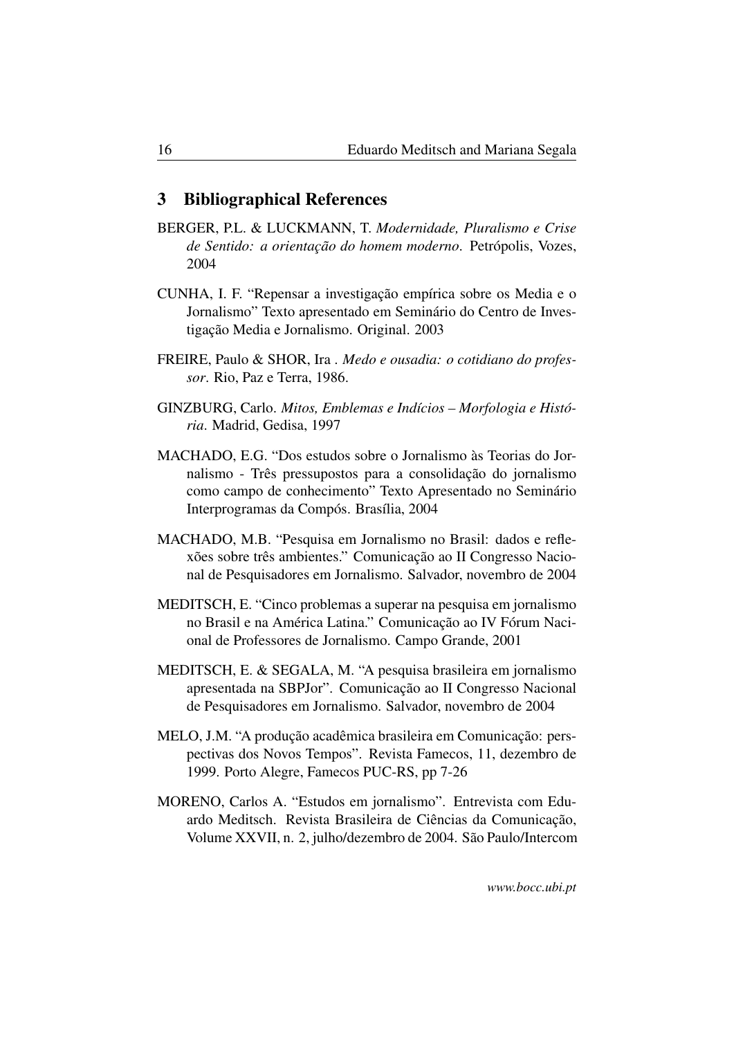## 3 Bibliographical References

BERGER, P.L. & LUCKMANN, T. *Modernidade, Pluralismo e Crise de Sentido: a orientação do homem moderno*. Petrópolis, Vozes, 2004

CUNHA, I. F. "Repensar a investigação empírica sobre os Media e o Jornalismo" Texto apresentado em Seminário do Centro de Investigação Media e Jornalismo. Original. 2003

FREIRE, Paulo & SHOR, Ira . *Medo e ousadia: o cotidiano do professor*. Rio, Paz e Terra, 1986.

GINZBURG, Carlo. *Mitos, Emblemas e Indícios – Morfologia e História*. Madrid, Gedisa, 1997

MACHADO, E.G. "Dos estudos sobre o Jornalismo às Teorias do Jornalismo - Três pressupostos para a consolidação do jornalismo como campo de conhecimento" Texto Apresentado no Seminário Interprogramas da Compós. Brasília, 2004

MACHADO, M.B. "Pesquisa em Jornalismo no Brasil: dados e reflexões sobre três ambientes." Comunicação ao II Congresso Nacional de Pesquisadores em Jornalismo. Salvador, novembro de 2004

MEDITSCH, E. "Cinco problemas a superar na pesquisa em jornalismo no Brasil e na América Latina." Comunicação ao IV Fórum Nacional de Professores de Jornalismo. Campo Grande, 2001

MEDITSCH, E. & SEGALA, M. "A pesquisa brasileira em jornalismo apresentada na SBPJor". Comunicação ao II Congresso Nacional de Pesquisadores em Jornalismo. Salvador, novembro de 2004

MELO, J.M. "A produção acadêmica brasileira em Comunicação: perspectivas dos Novos Tempos". Revista Famecos, 11, dezembro de 1999. Porto Alegre, Famecos PUC-RS, pp 7-26

MORENO, Carlos A. "Estudos em jornalismo". Entrevista com Eduardo Meditsch. Revista Brasileira de Ciências da Comunicação, Volume XXVII, n. 2, julho/dezembro de 2004. São Paulo/Intercom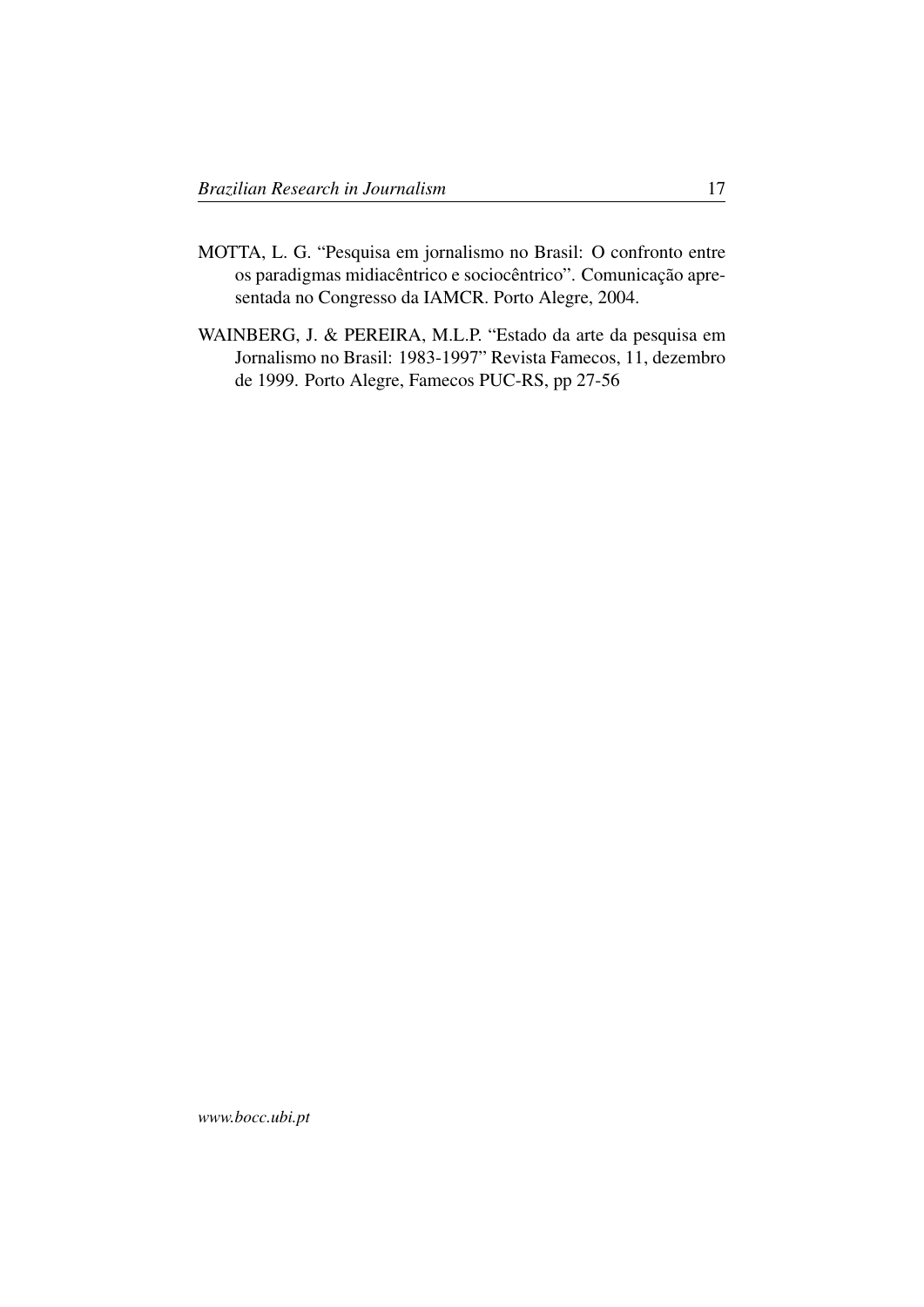MOTTA, L. G. “Pesquisa em jornalismo no Brasil: O confronto entre os paradigmas midiacêntrico e sociocêntrico”. Comunicação apresentada no Congresso da IAMCR. Porto Alegre, 2004.

WAINBERG, J. & PEREIRA, M.L.P. “Estado da arte da pesquisa em Jornalismo no Brasil: 1983-1997” Revista Famecos, 11, dezembro de 1999. Porto Alegre, Famecos PUC-RS, pp 27-56